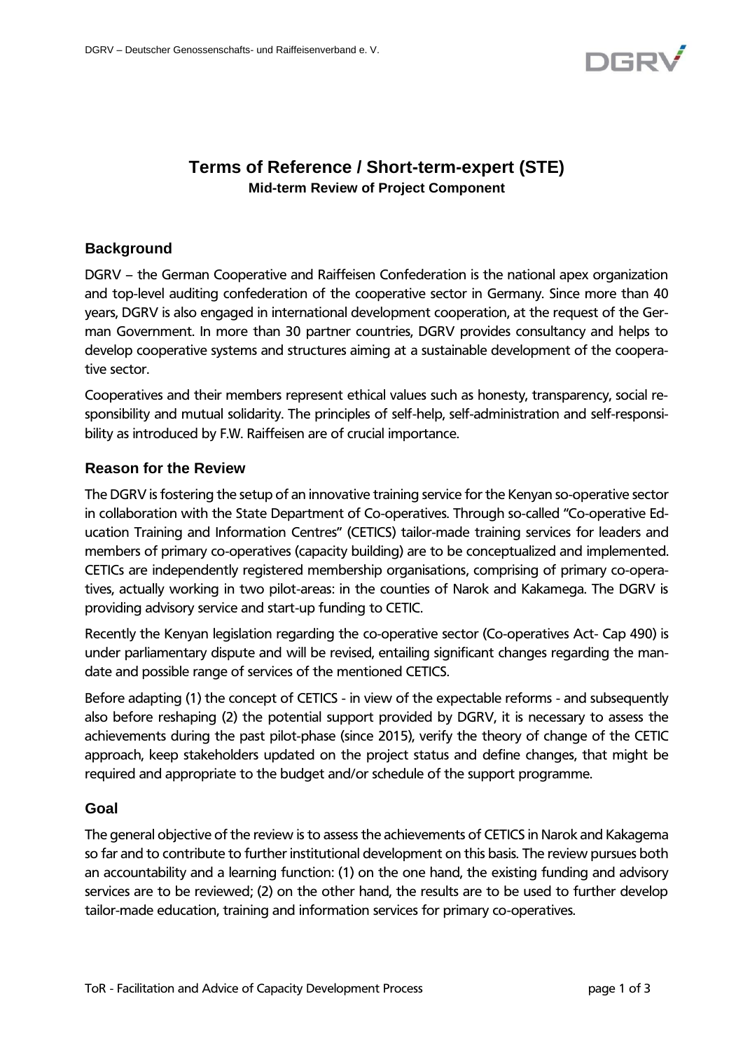# Terms of Reference / Short-term-expert (STE)

**Mid-term Review of Project Component**

## Background

DGRV – the German Cooperative and Raiffeisen Confederation is the national apex organization and top-level auditing confederation of the cooperative sector in Germany. Since more than 40 years, DGRV is also engaged in international development cooperation, at the request of the German Government. In more than 30 partner countries, DGRV provides consultancy and helps to develop cooperative systems and structures aiming at a sustainable development of the cooperative sector.

Cooperatives and their members represent ethical values such as honesty, transparency, social responsibility and mutual solidarity. The principles of self-help, self-administration and self-responsibility as introduced by F.W. Raiffeisen are of crucial importance.

## Reason for the Review

The DGRV is fostering the setup of an innovative training service for the Kenyan so-operative sector in collaboration with the State Department of Co-operatives. Through so-called "Co-operative Education Training and Information Centres" (CETICS) tailor-made training services for leaders and members of primary co-operatives (capacity building) are to be conceptualized and implemented. CETICs are independently registered membership organisations, comprising of primary co-operatives, actually working in two pilot-areas: in the counties of Narok and Kakamega. The DGRV is providing advisory service and start-up funding to CETIC.

Recently the Kenyan legislation regarding the co-operative sector (Co-operatives Act- Cap 490) is under parliamentary dispute and will be revised, entailing significant changes regarding the mandate and possible range of services of the mentioned CETICS.

Before adapting (1) the concept of CETICS - in view of the expectable reforms - and subsequently also before reshaping (2) the potential support provided by DGRV, it is necessary to assess the achievements during the past pilot-phase (since 2015), verify the theory of change of the CETIC approach, keep stakeholders updated on the project status and define changes, that might be required and appropriate to the budget and/or schedule of the support programme.

## Goal

The general objective of the review is to assess the achievements of CETICS in Narok and Kakagema so far and to contribute to further institutional development on this basis. The review pursues both an accountability and a learning function: (1) on the one hand, the existing funding and advisory services are to be reviewed; (2) on the other hand, the results are to be used to further develop tailor-made education, training and information services for primary co-operatives.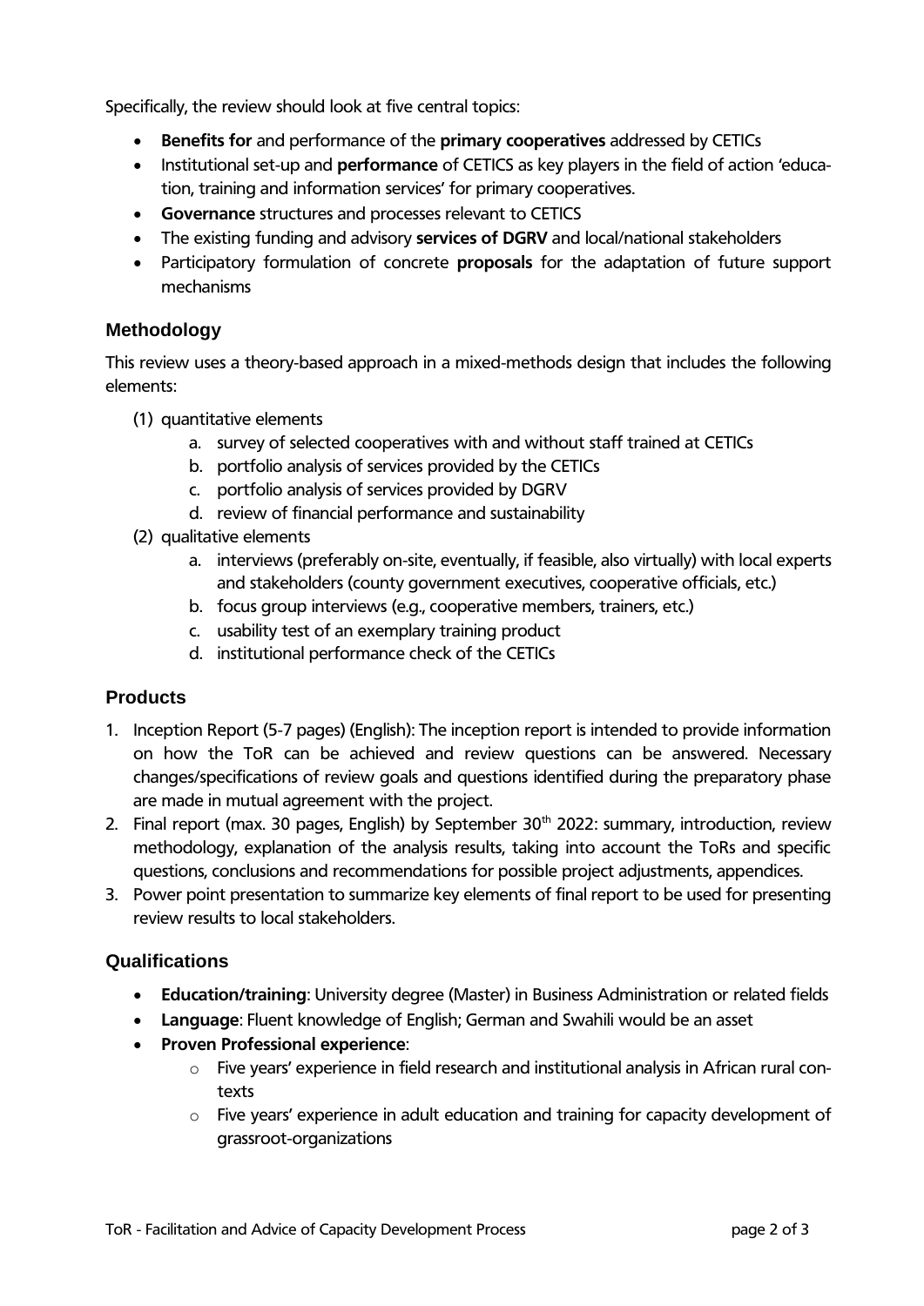Specifically, the review should look at five central topics:

- **Benefits for** and performance of the **primary cooperatives** addressed by CETICs
- Institutional set-up and **performance** of CETICS as key players in the field of action 'education, training and information services' for primary cooperatives.
- **Governance** structures and processes relevant to CETICS
- The existing funding and advisory **services of DGRV** and local/national stakeholders
- Participatory formulation of concrete **proposals** for the adaptation of future support mechanisms

## Methodology

This review uses a theory-based approach in a mixed-methods design that includes the following elements:

(1) quantitative elements
  a. survey of selected cooperatives with and without staff trained at CETICs
  b. portfolio analysis of services provided by the CETICs
  c. portfolio analysis of services provided by DGRV
  d. review of financial performance and sustainability

(2) qualitative elements
  a. interviews (preferably on-site, eventually, if feasible, also virtually) with local experts and stakeholders (county government executives, cooperative officials, etc.)
  b. focus group interviews (e.g., cooperative members, trainers, etc.)
  c. usability test of an exemplary training product
  d. institutional performance check of the CETICs

## Products

1. Inception Report (5-7 pages) (English): The inception report is intended to provide information on how the ToR can be achieved and review questions can be answered. Necessary changes/specifications of review goals and questions identified during the preparatory phase are made in mutual agreement with the project.
2. Final report (max. 30 pages, English) by September 30th 2022: summary, introduction, review methodology, explanation of the analysis results, taking into account the ToRs and specific questions, conclusions and recommendations for possible project adjustments, appendices.
3. Power point presentation to summarize key elements of final report to be used for presenting review results to local stakeholders.

## Qualifications

- **Education/training**: University degree (Master) in Business Administration or related fields
- **Language**: Fluent knowledge of English; German and Swahili would be an asset
- **Proven Professional experience**:
  - Five years' experience in field research and institutional analysis in African rural contexts
  - Five years' experience in adult education and training for capacity development of grassroot-organizations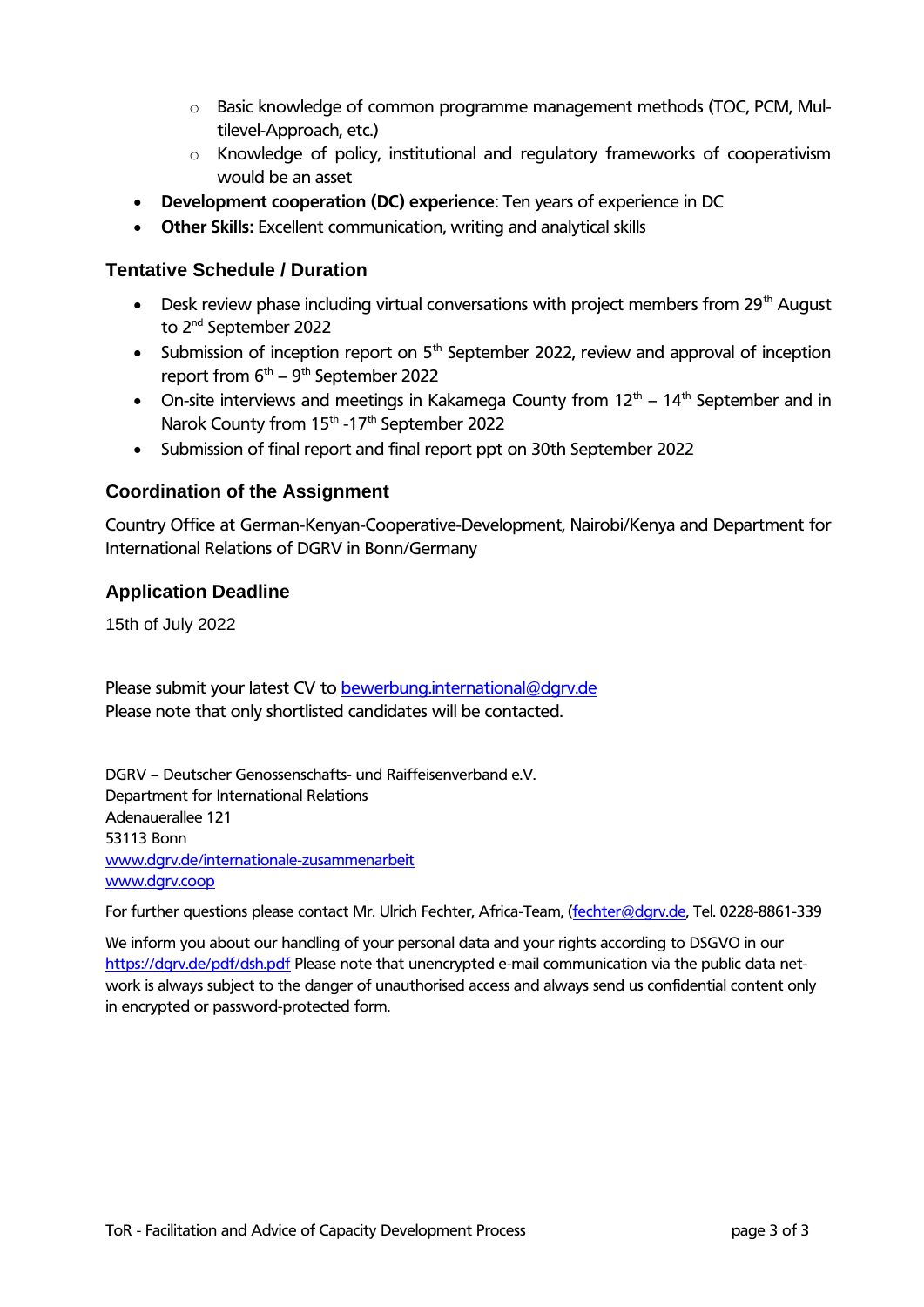- Basic knowledge of common programme management methods (TOC, PCM, Multilevel-Approach, etc.)
  - Knowledge of policy, institutional and regulatory frameworks of cooperativism would be an asset
- **Development cooperation (DC) experience**: Ten years of experience in DC
- **Other Skills:** Excellent communication, writing and analytical skills

### Tentative Schedule / Duration

- Desk review phase including virtual conversations with project members from 29th August to 2nd September 2022
- Submission of inception report on 5th September 2022, review and approval of inception report from 6th – 9th September 2022
- On-site interviews and meetings in Kakamega County from 12th – 14th September and in Narok County from 15th -17th September 2022
- Submission of final report and final report ppt on 30th September 2022

### Coordination of the Assignment

Country Office at German-Kenyan-Cooperative-Development, Nairobi/Kenya and Department for International Relations of DGRV in Bonn/Germany

### Application Deadline

15th of July 2022

Please submit your latest CV to bewerbung.international@dgrv.de
Please note that only shortlisted candidates will be contacted.

DGRV – Deutscher Genossenschafts- und Raiffeisenverband e.V.
Department for International Relations
Adenauerallee 121
53113 Bonn
www.dgrv.de/internationale-zusammenarbeit
www.dgrv.coop

For further questions please contact Mr. Ulrich Fechter, Africa-Team, (fechter@dgrv.de, Tel. 0228-8861-339

We inform you about our handling of your personal data and your rights according to DSGVO in our https://dgrv.de/pdf/dsh.pdf Please note that unencrypted e-mail communication via the public data network is always subject to the danger of unauthorised access and always send us confidential content only in encrypted or password-protected form.